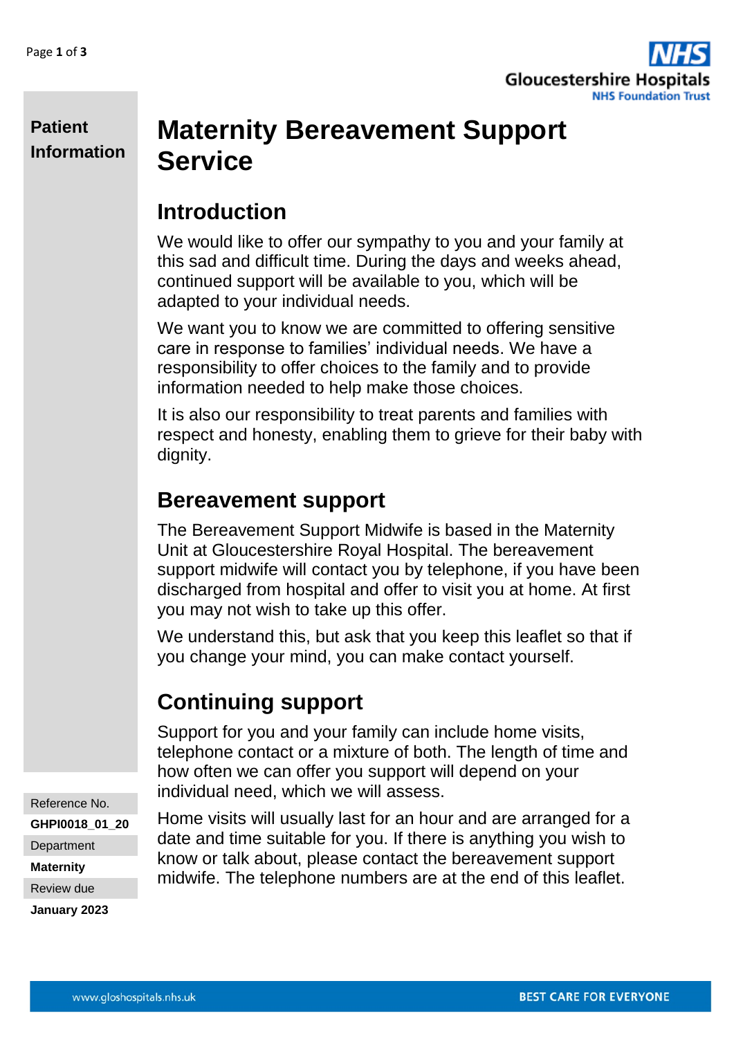**Patient Information**

# Maternity Bereavement Support Service

## Introduction

We would like to offer our sympathy to you and your family at this sad and difficult time. During the days and weeks ahead, continued support will be available to you, which will be adapted to your individual needs.

We want you to know we are committed to offering sensitive care in response to families' individual needs. We have a responsibility to offer choices to the family and to provide information needed to help make those choices.

It is also our responsibility to treat parents and families with respect and honesty, enabling them to grieve for their baby with dignity.

## Bereavement support

The Bereavement Support Midwife is based in the Maternity Unit at Gloucestershire Royal Hospital. The bereavement support midwife will contact you by telephone, if you have been discharged from hospital and offer to visit you at home. At first you may not wish to take up this offer.

We understand this, but ask that you keep this leaflet so that if you change your mind, you can make contact yourself.

## Continuing support

Support for you and your family can include home visits, telephone contact or a mixture of both. The length of time and how often we can offer you support will depend on your individual need, which we will assess.

Home visits will usually last for an hour and are arranged for a date and time suitable for you. If there is anything you wish to know or talk about, please contact the bereavement support midwife. The telephone numbers are at the end of this leaflet.

Reference No.
**GHPI0018_01_20**
Department
**Maternity**
Review due
**January 2023**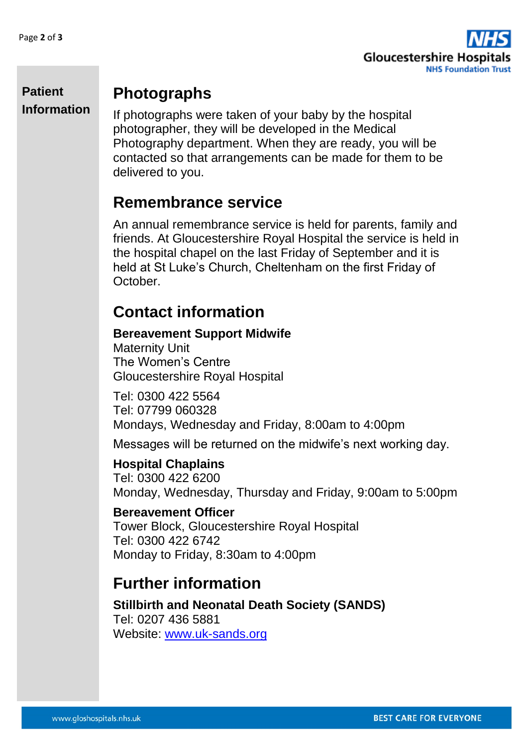## Photographs

If photographs were taken of your baby by the hospital photographer, they will be developed in the Medical Photography department. When they are ready, you will be contacted so that arrangements can be made for them to be delivered to you.

## Remembrance service

An annual remembrance service is held for parents, family and friends. At Gloucestershire Royal Hospital the service is held in the hospital chapel on the last Friday of September and it is held at St Luke's Church, Cheltenham on the first Friday of October.

## Contact information

**Bereavement Support Midwife**
Maternity Unit
The Women's Centre
Gloucestershire Royal Hospital

Tel: 0300 422 5564
Tel: 07799 060328
Mondays, Wednesday and Friday, 8:00am to 4:00pm

Messages will be returned on the midwife's next working day.

**Hospital Chaplains**
Tel: 0300 422 6200
Monday, Wednesday, Thursday and Friday, 9:00am to 5:00pm

**Bereavement Officer**
Tower Block, Gloucestershire Royal Hospital
Tel: 0300 422 6742
Monday to Friday, 8:30am to 4:00pm

## Further information

**Stillbirth and Neonatal Death Society (SANDS)**
Tel: 0207 436 5881
Website: www.uk-sands.org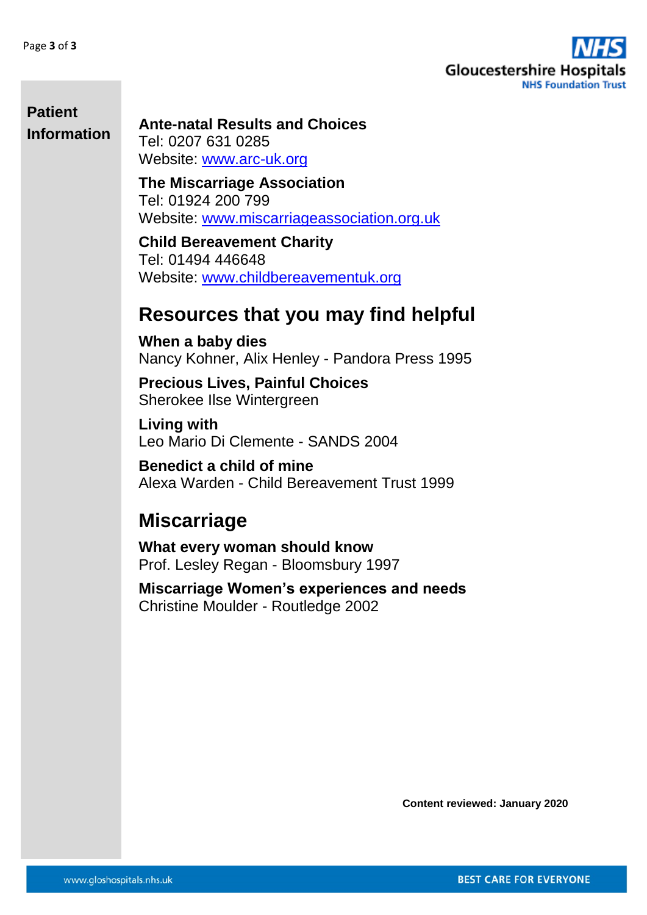**Ante-natal Results and Choices**
Tel: 0207 631 0285
Website: www.arc-uk.org

**The Miscarriage Association**
Tel: 01924 200 799
Website: www.miscarriageassociation.org.uk

**Child Bereavement Charity**
Tel: 01494 446648
Website: www.childbereavementuk.org

## Resources that you may find helpful

**When a baby dies**
Nancy Kohner, Alix Henley - Pandora Press 1995

**Precious Lives, Painful Choices**
Sherokee Ilse Wintergreen

**Living with**
Leo Mario Di Clemente - SANDS 2004

**Benedict a child of mine**
Alexa Warden - Child Bereavement Trust 1999

## Miscarriage

**What every woman should know**
Prof. Lesley Regan - Bloomsbury 1997

**Miscarriage Women's experiences and needs**
Christine Moulder - Routledge 2002

**Content reviewed: January 2020**